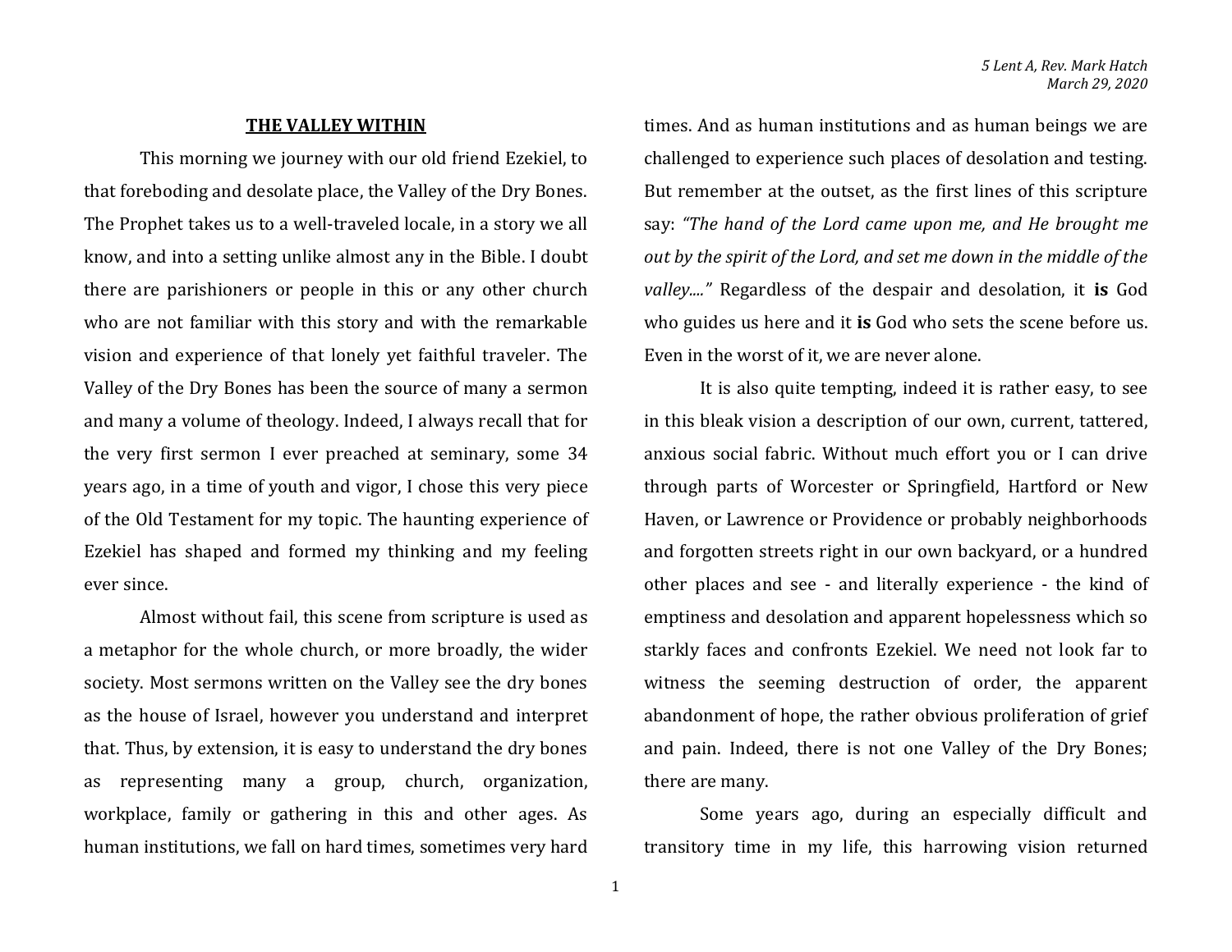5 Lent A, Rev. Mark Hatch
March 29, 2020

# THE VALLEY WITHIN

This morning we journey with our old friend Ezekiel, to that foreboding and desolate place, the Valley of the Dry Bones. The Prophet takes us to a well-traveled locale, in a story we all know, and into a setting unlike almost any in the Bible. I doubt there are parishioners or people in this or any other church who are not familiar with this story and with the remarkable vision and experience of that lonely yet faithful traveler. The Valley of the Dry Bones has been the source of many a sermon and many a volume of theology. Indeed, I always recall that for the very first sermon I ever preached at seminary, some 34 years ago, in a time of youth and vigor, I chose this very piece of the Old Testament for my topic. The haunting experience of Ezekiel has shaped and formed my thinking and my feeling ever since.

Almost without fail, this scene from scripture is used as a metaphor for the whole church, or more broadly, the wider society. Most sermons written on the Valley see the dry bones as the house of Israel, however you understand and interpret that. Thus, by extension, it is easy to understand the dry bones as representing many a group, church, organization, workplace, family or gathering in this and other ages. As human institutions, we fall on hard times, sometimes very hard times. And as human institutions and as human beings we are challenged to experience such places of desolation and testing. But remember at the outset, as the first lines of this scripture say: *"The hand of the Lord came upon me, and He brought me out by the spirit of the Lord, and set me down in the middle of the valley...."* Regardless of the despair and desolation, it **is** God who guides us here and it **is** God who sets the scene before us. Even in the worst of it, we are never alone.

It is also quite tempting, indeed it is rather easy, to see in this bleak vision a description of our own, current, tattered, anxious social fabric. Without much effort you or I can drive through parts of Worcester or Springfield, Hartford or New Haven, or Lawrence or Providence or probably neighborhoods and forgotten streets right in our own backyard, or a hundred other places and see - and literally experience - the kind of emptiness and desolation and apparent hopelessness which so starkly faces and confronts Ezekiel. We need not look far to witness the seeming destruction of order, the apparent abandonment of hope, the rather obvious proliferation of grief and pain. Indeed, there is not one Valley of the Dry Bones; there are many.

Some years ago, during an especially difficult and transitory time in my life, this harrowing vision returned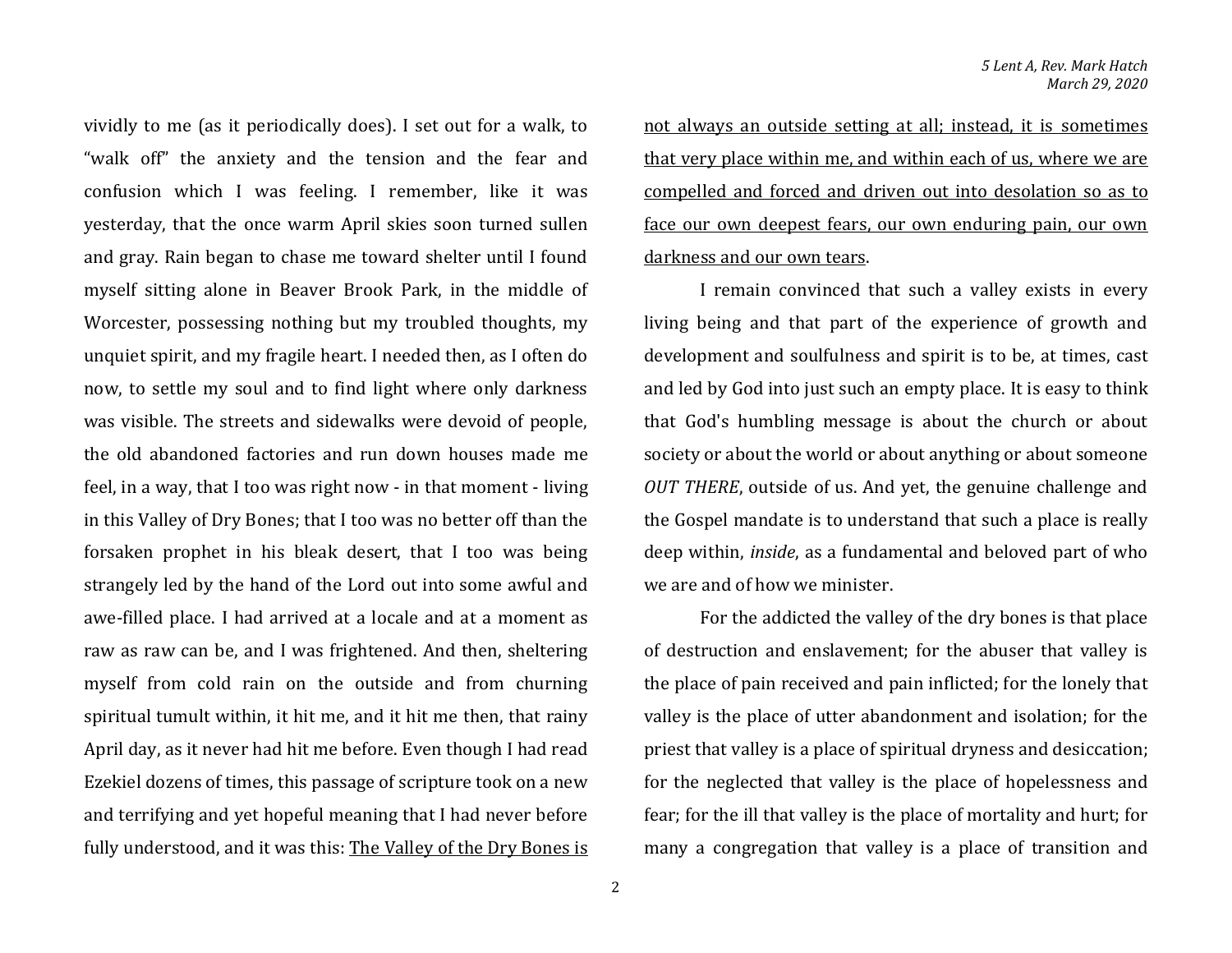vividly to me (as it periodically does). I set out for a walk, to "walk off" the anxiety and the tension and the fear and confusion which I was feeling. I remember, like it was yesterday, that the once warm April skies soon turned sullen and gray. Rain began to chase me toward shelter until I found myself sitting alone in Beaver Brook Park, in the middle of Worcester, possessing nothing but my troubled thoughts, my unquiet spirit, and my fragile heart. I needed then, as I often do now, to settle my soul and to find light where only darkness was visible. The streets and sidewalks were devoid of people, the old abandoned factories and run down houses made me feel, in a way, that I too was right now - in that moment - living in this Valley of Dry Bones; that I too was no better off than the forsaken prophet in his bleak desert, that I too was being strangely led by the hand of the Lord out into some awful and awe-filled place. I had arrived at a locale and at a moment as raw as raw can be, and I was frightened. And then, sheltering myself from cold rain on the outside and from churning spiritual tumult within, it hit me, and it hit me then, that rainy April day, as it never had hit me before. Even though I had read Ezekiel dozens of times, this passage of scripture took on a new and terrifying and yet hopeful meaning that I had never before fully understood, and it was this: <u>The Valley of the Dry Bones is not always an outside setting at all; instead, it is sometimes that very place within me, and within each of us, where we are compelled and forced and driven out into desolation so as to face our own deepest fears, our own enduring pain, our own darkness and our own tears</u>.

I remain convinced that such a valley exists in every living being and that part of the experience of growth and development and soulfulness and spirit is to be, at times, cast and led by God into just such an empty place. It is easy to think that God's humbling message is about the church or about society or about the world or about anything or about someone *OUT THERE*, outside of us. And yet, the genuine challenge and the Gospel mandate is to understand that such a place is really deep within, *inside*, as a fundamental and beloved part of who we are and of how we minister.

For the addicted the valley of the dry bones is that place of destruction and enslavement; for the abuser that valley is the place of pain received and pain inflicted; for the lonely that valley is the place of utter abandonment and isolation; for the priest that valley is a place of spiritual dryness and desiccation; for the neglected that valley is the place of hopelessness and fear; for the ill that valley is the place of mortality and hurt; for many a congregation that valley is a place of transition and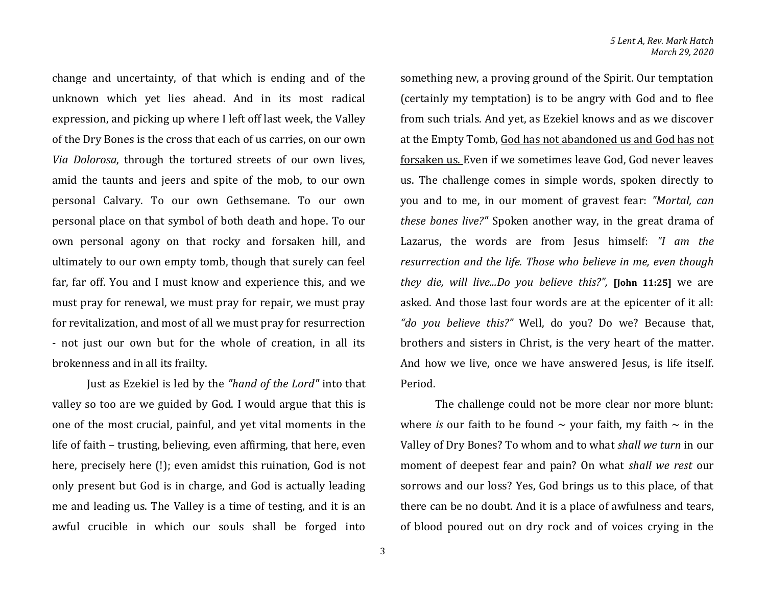change and uncertainty, of that which is ending and of the unknown which yet lies ahead. And in its most radical expression, and picking up where I left off last week, the Valley of the Dry Bones is the cross that each of us carries, on our own *Via Dolorosa*, through the tortured streets of our own lives, amid the taunts and jeers and spite of the mob, to our own personal Calvary. To our own Gethsemane. To our own personal place on that symbol of both death and hope. To our own personal agony on that rocky and forsaken hill, and ultimately to our own empty tomb, though that surely can feel far, far off. You and I must know and experience this, and we must pray for renewal, we must pray for repair, we must pray for revitalization, and most of all we must pray for resurrection - not just our own but for the whole of creation, in all its brokenness and in all its frailty.

Just as Ezekiel is led by the *"hand of the Lord"* into that valley so too are we guided by God. I would argue that this is one of the most crucial, painful, and yet vital moments in the life of faith – trusting, believing, even affirming, that here, even here, precisely here (!); even amidst this ruination, God is not only present but God is in charge, and God is actually leading me and leading us. The Valley is a time of testing, and it is an awful crucible in which our souls shall be forged into something new, a proving ground of the Spirit. Our temptation (certainly my temptation) is to be angry with God and to flee from such trials. And yet, as Ezekiel knows and as we discover at the Empty Tomb, <u>God has not abandoned us and God has not forsaken us.</u> Even if we sometimes leave God, God never leaves us. The challenge comes in simple words, spoken directly to you and to me, in our moment of gravest fear: *"Mortal, can these bones live?"* Spoken another way, in the great drama of Lazarus, the words are from Jesus himself: *"I am the resurrection and the life. Those who believe in me, even though they die, will live...Do you believe this?",* **[John 11:25]** we are asked. And those last four words are at the epicenter of it all: *"do you believe this?"* Well, do you? Do we? Because that, brothers and sisters in Christ, is the very heart of the matter. And how we live, once we have answered Jesus, is life itself. Period.

The challenge could not be more clear nor more blunt: where *is* our faith to be found ~ your faith, my faith ~ in the Valley of Dry Bones? To whom and to what *shall we turn* in our moment of deepest fear and pain? On what *shall we rest* our sorrows and our loss? Yes, God brings us to this place, of that there can be no doubt. And it is a place of awfulness and tears, of blood poured out on dry rock and of voices crying in the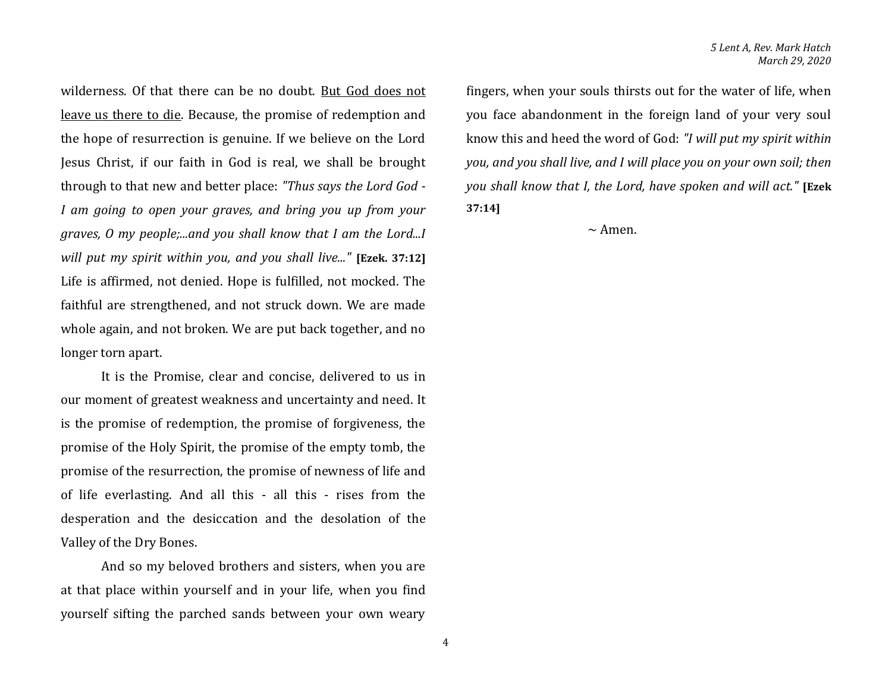wilderness. Of that there can be no doubt. <u>But God does not leave us there to die</u>. Because, the promise of redemption and the hope of resurrection is genuine. If we believe on the Lord Jesus Christ, if our faith in God is real, we shall be brought through to that new and better place: *"Thus says the Lord God - I am going to open your graves, and bring you up from your graves, O my people;...and you shall know that I am the Lord...I will put my spirit within you, and you shall live..."* **[Ezek. 37:12]** Life is affirmed, not denied. Hope is fulfilled, not mocked. The faithful are strengthened, and not struck down. We are made whole again, and not broken. We are put back together, and no longer torn apart.

It is the Promise, clear and concise, delivered to us in our moment of greatest weakness and uncertainty and need. It is the promise of redemption, the promise of forgiveness, the promise of the Holy Spirit, the promise of the empty tomb, the promise of the resurrection, the promise of newness of life and of life everlasting. And all this - all this - rises from the desperation and the desiccation and the desolation of the Valley of the Dry Bones.

And so my beloved brothers and sisters, when you are at that place within yourself and in your life, when you find yourself sifting the parched sands between your own weary fingers, when your souls thirsts out for the water of life, when you face abandonment in the foreign land of your very soul know this and heed the word of God: *"I will put my spirit within you, and you shall live, and I will place you on your own soil; then you shall know that I, the Lord, have spoken and will act."* **[Ezek 37:14]**

~ Amen.